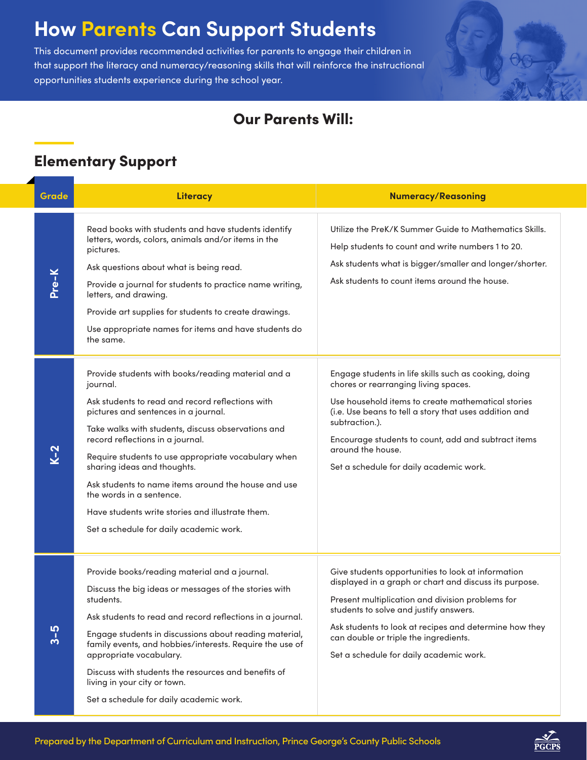# How Parents Can Support Students

This document provides recommended activities for parents to engage their children in that support the literacy and numeracy/reasoning skills that will reinforce the instructional opportunities students experience during the school year.

## Our Parents Will:

### Elementary Support

| Grade | Literacy | Numeracy/Reasoning |
|---|---|---|
| Pre-K | Read books with students and have students identify letters, words, colors, animals and/or items in the pictures.<br><br>Ask questions about what is being read.<br><br>Provide a journal for students to practice name writing, letters, and drawing.<br><br>Provide art supplies for students to create drawings.<br><br>Use appropriate names for items and have students do the same. | Utilize the PreK/K Summer Guide to Mathematics Skills.<br><br>Help students to count and write numbers 1 to 20.<br><br>Ask students what is bigger/smaller and longer/shorter.<br><br>Ask students to count items around the house. |
| K–2 | Provide students with books/reading material and a journal.<br><br>Ask students to read and record reflections with pictures and sentences in a journal.<br><br>Take walks with students, discuss observations and record reflections in a journal.<br><br>Require students to use appropriate vocabulary when sharing ideas and thoughts.<br><br>Ask students to name items around the house and use the words in a sentence.<br><br>Have students write stories and illustrate them.<br><br>Set a schedule for daily academic work. | Engage students in life skills such as cooking, doing chores or rearranging living spaces.<br><br>Use household items to create mathematical stories (i.e. Use beans to tell a story that uses addition and subtraction.).<br><br>Encourage students to count, add and subtract items around the house.<br><br>Set a schedule for daily academic work. |
| 3–5 | Provide books/reading material and a journal.<br><br>Discuss the big ideas or messages of the stories with students.<br><br>Ask students to read and record reflections in a journal.<br><br>Engage students in discussions about reading material, family events, and hobbies/interests. Require the use of appropriate vocabulary.<br><br>Discuss with students the resources and benefits of living in your city or town.<br><br>Set a schedule for daily academic work. | Give students opportunities to look at information displayed in a graph or chart and discuss its purpose.<br><br>Present multiplication and division problems for students to solve and justify answers.<br><br>Ask students to look at recipes and determine how they can double or triple the ingredients.<br><br>Set a schedule for daily academic work. |

Prepared by the Department of Curriculum and Instruction, Prince George's County Public Schools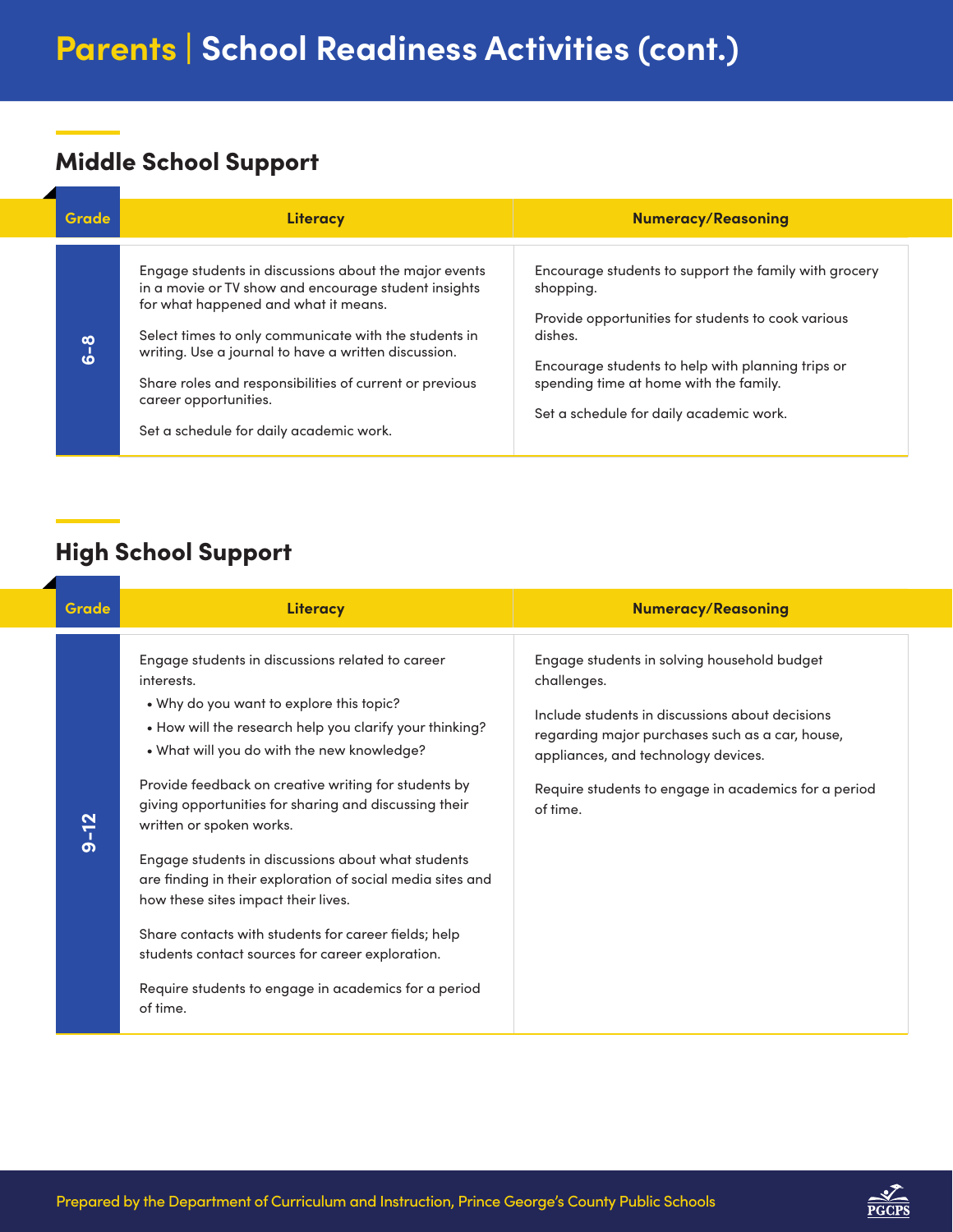# Parents | School Readiness Activities (cont.)

## Middle School Support

| Grade | Literacy | Numeracy/Reasoning |
|---|---|---|
| 6–8 | Engage students in discussions about the major events in a movie or TV show and encourage student insights for what happened and what it means.<br><br>Select times to only communicate with the students in writing. Use a journal to have a written discussion.<br><br>Share roles and responsibilities of current or previous career opportunities.<br><br>Set a schedule for daily academic work. | Encourage students to support the family with grocery shopping.<br><br>Provide opportunities for students to cook various dishes.<br><br>Encourage students to help with planning trips or spending time at home with the family.<br><br>Set a schedule for daily academic work. |

## High School Support

| Grade | Literacy | Numeracy/Reasoning |
|---|---|---|
| 9–12 | Engage students in discussions related to career interests.<br>• Why do you want to explore this topic?<br>• How will the research help you clarify your thinking?<br>• What will you do with the new knowledge?<br><br>Provide feedback on creative writing for students by giving opportunities for sharing and discussing their written or spoken works.<br><br>Engage students in discussions about what students are finding in their exploration of social media sites and how these sites impact their lives.<br><br>Share contacts with students for career fields; help students contact sources for career exploration.<br><br>Require students to engage in academics for a period of time. | Engage students in solving household budget challenges.<br><br>Include students in discussions about decisions regarding major purchases such as a car, house, appliances, and technology devices.<br><br>Require students to engage in academics for a period of time. |

Prepared by the Department of Curriculum and Instruction, Prince George's County Public Schools

PGCPS